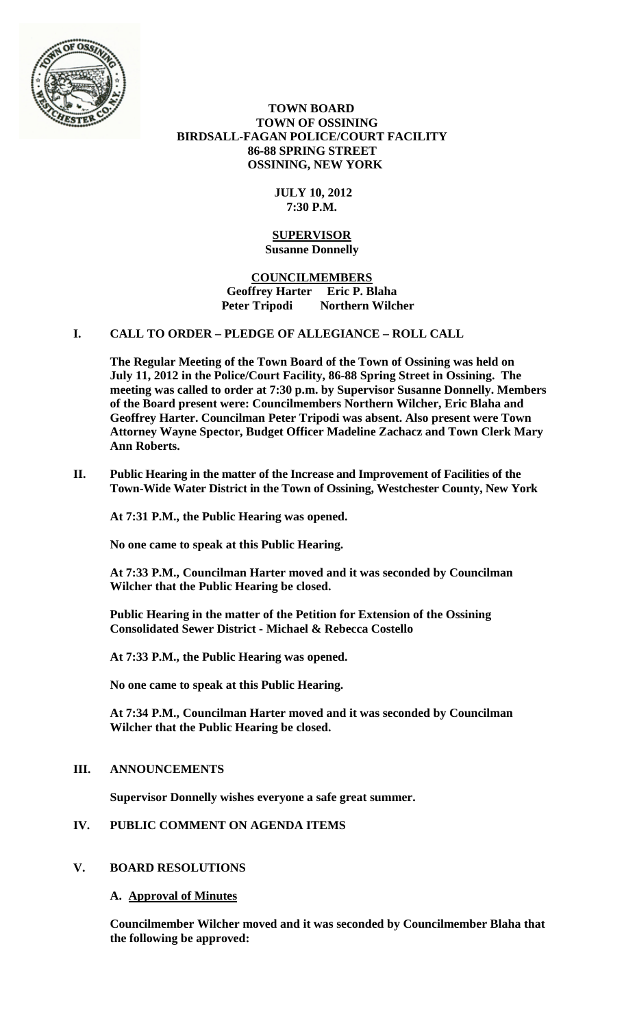# TOWN BOARD
## TOWN OF OSSINING
## BIRDSALL-FAGAN POLICE/COURT FACILITY
## 86-88 SPRING STREET
## OSSINING, NEW YORK

**JULY 10, 2012**
**7:30 P.M.**

**SUPERVISOR**
**Susanne Donnelly**

**COUNCILMEMBERS**
**Geoffrey Harter  Eric P. Blaha**
**Peter Tripodi  Northern Wilcher**

## I. CALL TO ORDER – PLEDGE OF ALLEGIANCE – ROLL CALL

**The Regular Meeting of the Town Board of the Town of Ossining was held on July 11, 2012 in the Police/Court Facility, 86-88 Spring Street in Ossining. The meeting was called to order at 7:30 p.m. by Supervisor Susanne Donnelly. Members of the Board present were: Councilmembers Northern Wilcher, Eric Blaha and Geoffrey Harter. Councilman Peter Tripodi was absent. Also present were Town Attorney Wayne Spector, Budget Officer Madeline Zachacz and Town Clerk Mary Ann Roberts.**

## II. Public Hearing in the matter of the Increase and Improvement of Facilities of the Town-Wide Water District in the Town of Ossining, Westchester County, New York

**At 7:31 P.M., the Public Hearing was opened.**

**No one came to speak at this Public Hearing.**

**At 7:33 P.M., Councilman Harter moved and it was seconded by Councilman Wilcher that the Public Hearing be closed.**

**Public Hearing in the matter of the Petition for Extension of the Ossining Consolidated Sewer District - Michael & Rebecca Costello**

**At 7:33 P.M., the Public Hearing was opened.**

**No one came to speak at this Public Hearing.**

**At 7:34 P.M., Councilman Harter moved and it was seconded by Councilman Wilcher that the Public Hearing be closed.**

## III. ANNOUNCEMENTS

**Supervisor Donnelly wishes everyone a safe great summer.**

## IV. PUBLIC COMMENT ON AGENDA ITEMS

## V. BOARD RESOLUTIONS

### A. Approval of Minutes

**Councilmember Wilcher moved and it was seconded by Councilmember Blaha that the following be approved:**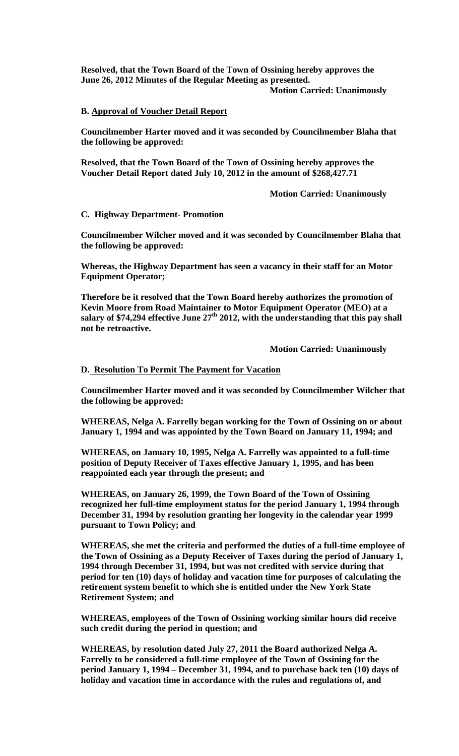**Resolved, that the Town Board of the Town of Ossining hereby approves the June 26, 2012 Minutes of the Regular Meeting as presented.**

**Motion Carried: Unanimously**

**B. Approval of Voucher Detail Report**

**Councilmember Harter moved and it was seconded by Councilmember Blaha that the following be approved:**

**Resolved, that the Town Board of the Town of Ossining hereby approves the Voucher Detail Report dated July 10, 2012 in the amount of $268,427.71**

**Motion Carried: Unanimously**

**C. Highway Department- Promotion**

**Councilmember Wilcher moved and it was seconded by Councilmember Blaha that the following be approved:**

**Whereas, the Highway Department has seen a vacancy in their staff for an Motor Equipment Operator;**

**Therefore be it resolved that the Town Board hereby authorizes the promotion of Kevin Moore from Road Maintainer to Motor Equipment Operator (MEO) at a salary of $74,294 effective June 27th 2012, with the understanding that this pay shall not be retroactive.**

**Motion Carried: Unanimously**

**D. Resolution To Permit The Payment for Vacation**

**Councilmember Harter moved and it was seconded by Councilmember Wilcher that the following be approved:**

**WHEREAS, Nelga A. Farrelly began working for the Town of Ossining on or about January 1, 1994 and was appointed by the Town Board on January 11, 1994; and**

**WHEREAS, on January 10, 1995, Nelga A. Farrelly was appointed to a full-time position of Deputy Receiver of Taxes effective January 1, 1995, and has been reappointed each year through the present; and**

**WHEREAS, on January 26, 1999, the Town Board of the Town of Ossining recognized her full-time employment status for the period January 1, 1994 through December 31, 1994 by resolution granting her longevity in the calendar year 1999 pursuant to Town Policy; and**

**WHEREAS, she met the criteria and performed the duties of a full-time employee of the Town of Ossining as a Deputy Receiver of Taxes during the period of January 1, 1994 through December 31, 1994, but was not credited with service during that period for ten (10) days of holiday and vacation time for purposes of calculating the retirement system benefit to which she is entitled under the New York State Retirement System; and**

**WHEREAS, employees of the Town of Ossining working similar hours did receive such credit during the period in question; and**

**WHEREAS, by resolution dated July 27, 2011 the Board authorized Nelga A. Farrelly to be considered a full-time employee of the Town of Ossining for the period January 1, 1994 – December 31, 1994, and to purchase back ten (10) days of holiday and vacation time in accordance with the rules and regulations of, and**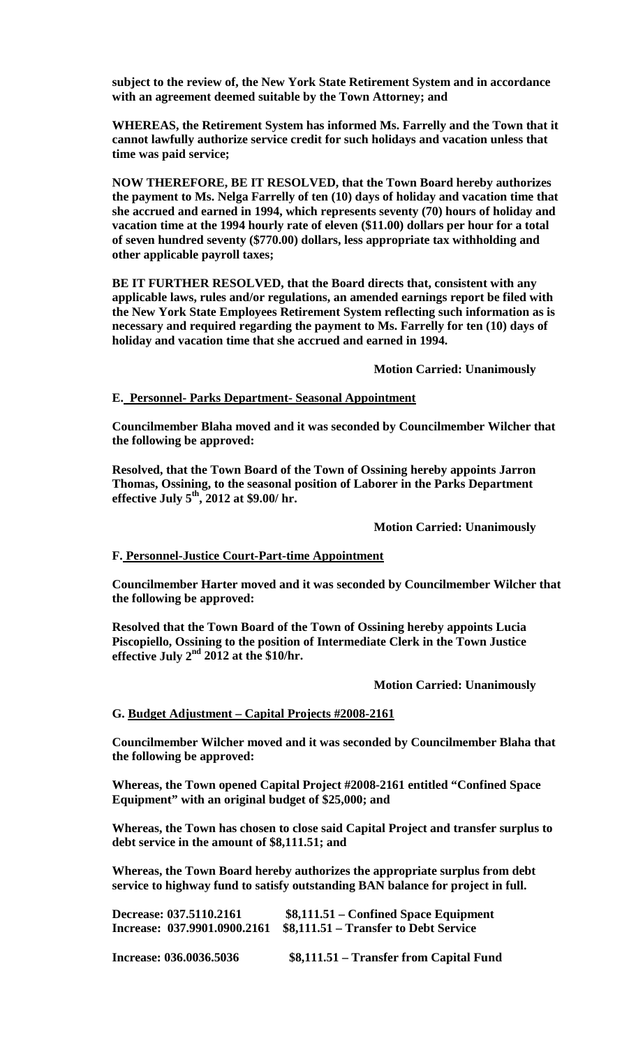**subject to the review of, the New York State Retirement System and in accordance with an agreement deemed suitable by the Town Attorney; and**

**WHEREAS, the Retirement System has informed Ms. Farrelly and the Town that it cannot lawfully authorize service credit for such holidays and vacation unless that time was paid service;**

**NOW THEREFORE, BE IT RESOLVED, that the Town Board hereby authorizes the payment to Ms. Nelga Farrelly of ten (10) days of holiday and vacation time that she accrued and earned in 1994, which represents seventy (70) hours of holiday and vacation time at the 1994 hourly rate of eleven ($11.00) dollars per hour for a total of seven hundred seventy ($770.00) dollars, less appropriate tax withholding and other applicable payroll taxes;**

**BE IT FURTHER RESOLVED, that the Board directs that, consistent with any applicable laws, rules and/or regulations, an amended earnings report be filed with the New York State Employees Retirement System reflecting such information as is necessary and required regarding the payment to Ms. Farrelly for ten (10) days of holiday and vacation time that she accrued and earned in 1994.**

**Motion Carried: Unanimously**

**E. <u>Personnel- Parks Department- Seasonal Appointment</u>**

**Councilmember Blaha moved and it was seconded by Councilmember Wilcher that the following be approved:**

**Resolved, that the Town Board of the Town of Ossining hereby appoints Jarron Thomas, Ossining, to the seasonal position of Laborer in the Parks Department effective July 5th, 2012 at $9.00/ hr.**

**Motion Carried: Unanimously**

**F. <u>Personnel-Justice Court-Part-time Appointment</u>**

**Councilmember Harter moved and it was seconded by Councilmember Wilcher that the following be approved:**

**Resolved that the Town Board of the Town of Ossining hereby appoints Lucia Piscopiello, Ossining to the position of Intermediate Clerk in the Town Justice effective July 2nd 2012 at the $10/hr.**

**Motion Carried: Unanimously**

**G. <u>Budget Adjustment – Capital Projects #2008-2161</u>**

**Councilmember Wilcher moved and it was seconded by Councilmember Blaha that the following be approved:**

**Whereas, the Town opened Capital Project #2008-2161 entitled "Confined Space Equipment" with an original budget of $25,000; and**

**Whereas, the Town has chosen to close said Capital Project and transfer surplus to debt service in the amount of $8,111.51; and**

**Whereas, the Town Board hereby authorizes the appropriate surplus from debt service to highway fund to satisfy outstanding BAN balance for project in full.**

**Decrease: 037.5110.2161 $8,111.51 – Confined Space Equipment**
**Increase: 037.9901.0900.2161 $8,111.51 – Transfer to Debt Service**

**Increase: 036.0036.5036 $8,111.51 – Transfer from Capital Fund**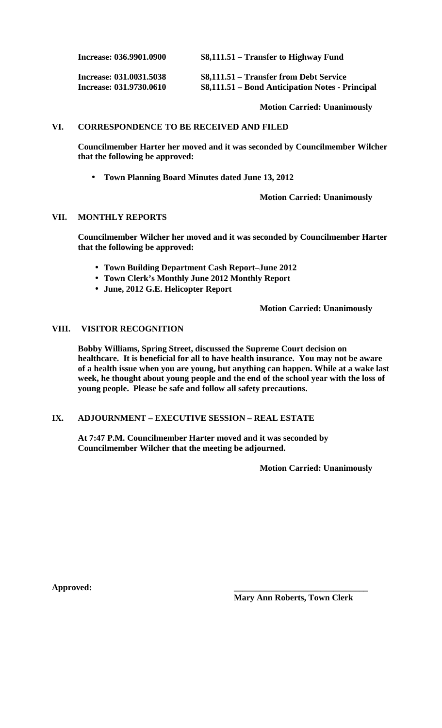**Increase: 036.9901.0900 $8,111.51 – Transfer to Highway Fund**

**Increase: 031.0031.5038 $8,111.51 – Transfer from Debt Service**
**Increase: 031.9730.0610 $8,111.51 – Bond Anticipation Notes - Principal**

**Motion Carried: Unanimously**

## VI. CORRESPONDENCE TO BE RECEIVED AND FILED

**Councilmember Harter her moved and it was seconded by Councilmember Wilcher that the following be approved:**

- **Town Planning Board Minutes dated June 13, 2012**

**Motion Carried: Unanimously**

## VII. MONTHLY REPORTS

**Councilmember Wilcher her moved and it was seconded by Councilmember Harter that the following be approved:**

- **Town Building Department Cash Report–June 2012**
- **Town Clerk's Monthly June 2012 Monthly Report**
- **June, 2012 G.E. Helicopter Report**

**Motion Carried: Unanimously**

## VIII. VISITOR RECOGNITION

**Bobby Williams, Spring Street, discussed the Supreme Court decision on healthcare. It is beneficial for all to have health insurance. You may not be aware of a health issue when you are young, but anything can happen. While at a wake last week, he thought about young people and the end of the school year with the loss of young people. Please be safe and follow all safety precautions.**

## IX. ADJOURNMENT – EXECUTIVE SESSION – REAL ESTATE

**At 7:47 P.M. Councilmember Harter moved and it was seconded by Councilmember Wilcher that the meeting be adjourned.**

**Motion Carried: Unanimously**

**Approved:** \_\_\_\_\_\_\_\_\_\_\_\_\_\_\_\_\_\_\_\_\_\_\_\_\_\_\_\_\_\_

**Mary Ann Roberts, Town Clerk**